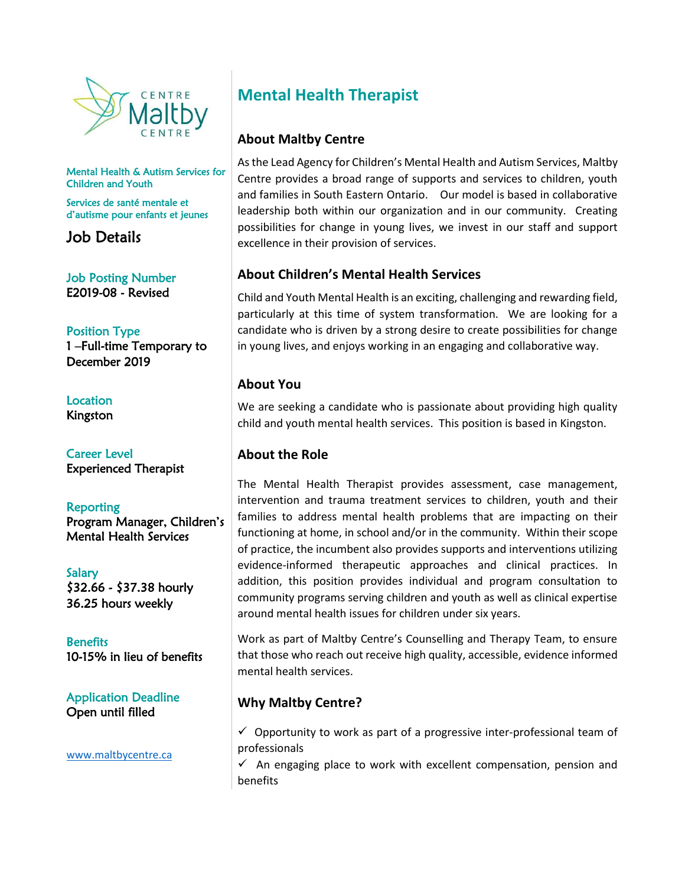Mental Health & Autism Services for Children and Youth

Services de santé mentale et d'autisme pour enfants et jeunes

## Job Details

**Job Posting Number**
E2019-08 - Revised

**Position Type**
1 –Full-time Temporary to December 2019

**Location**
Kingston

**Career Level**
Experienced Therapist

**Reporting**
Program Manager, Children's Mental Health Services

**Salary**
$32.66 - $37.38 hourly
36.25 hours weekly

**Benefits**
10-15% in lieu of benefits

**Application Deadline**
Open until filled

www.maltbycentre.ca

# Mental Health Therapist

## About Maltby Centre

As the Lead Agency for Children's Mental Health and Autism Services, Maltby Centre provides a broad range of supports and services to children, youth and families in South Eastern Ontario. Our model is based in collaborative leadership both within our organization and in our community. Creating possibilities for change in young lives, we invest in our staff and support excellence in their provision of services.

## About Children's Mental Health Services

Child and Youth Mental Health is an exciting, challenging and rewarding field, particularly at this time of system transformation. We are looking for a candidate who is driven by a strong desire to create possibilities for change in young lives, and enjoys working in an engaging and collaborative way.

## About You

We are seeking a candidate who is passionate about providing high quality child and youth mental health services. This position is based in Kingston.

## About the Role

The Mental Health Therapist provides assessment, case management, intervention and trauma treatment services to children, youth and their families to address mental health problems that are impacting on their functioning at home, in school and/or in the community. Within their scope of practice, the incumbent also provides supports and interventions utilizing evidence-informed therapeutic approaches and clinical practices. In addition, this position provides individual and program consultation to community programs serving children and youth as well as clinical expertise around mental health issues for children under six years.

Work as part of Maltby Centre's Counselling and Therapy Team, to ensure that those who reach out receive high quality, accessible, evidence informed mental health services.

## Why Maltby Centre?

✓ Opportunity to work as part of a progressive inter-professional team of professionals
✓ An engaging place to work with excellent compensation, pension and benefits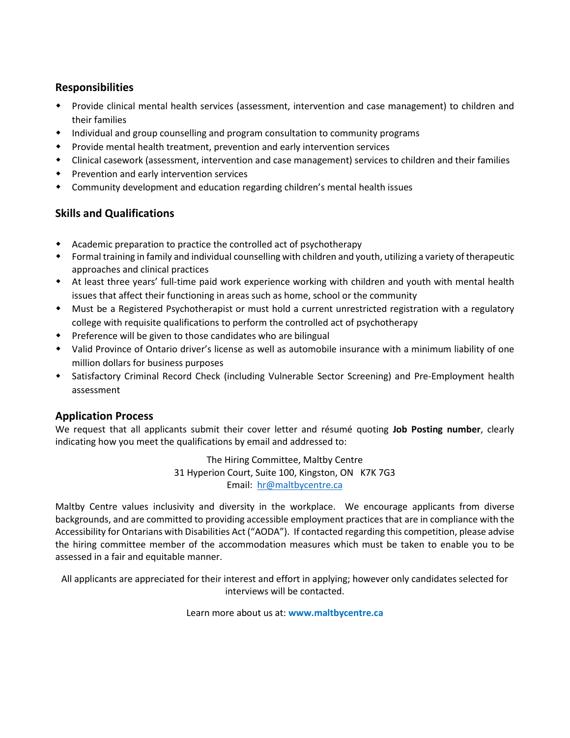## Responsibilities

- Provide clinical mental health services (assessment, intervention and case management) to children and their families
- Individual and group counselling and program consultation to community programs
- Provide mental health treatment, prevention and early intervention services
- Clinical casework (assessment, intervention and case management) services to children and their families
- Prevention and early intervention services
- Community development and education regarding children's mental health issues

## Skills and Qualifications

- Academic preparation to practice the controlled act of psychotherapy
- Formal training in family and individual counselling with children and youth, utilizing a variety of therapeutic approaches and clinical practices
- At least three years' full-time paid work experience working with children and youth with mental health issues that affect their functioning in areas such as home, school or the community
- Must be a Registered Psychotherapist or must hold a current unrestricted registration with a regulatory college with requisite qualifications to perform the controlled act of psychotherapy
- Preference will be given to those candidates who are bilingual
- Valid Province of Ontario driver's license as well as automobile insurance with a minimum liability of one million dollars for business purposes
- Satisfactory Criminal Record Check (including Vulnerable Sector Screening) and Pre-Employment health assessment

## Application Process

We request that all applicants submit their cover letter and résumé quoting **Job Posting number**, clearly indicating how you meet the qualifications by email and addressed to:

The Hiring Committee, Maltby Centre
31 Hyperion Court, Suite 100, Kingston, ON K7K 7G3
Email: hr@maltbycentre.ca

Maltby Centre values inclusivity and diversity in the workplace. We encourage applicants from diverse backgrounds, and are committed to providing accessible employment practices that are in compliance with the Accessibility for Ontarians with Disabilities Act ("AODA"). If contacted regarding this competition, please advise the hiring committee member of the accommodation measures which must be taken to enable you to be assessed in a fair and equitable manner.

All applicants are appreciated for their interest and effort in applying; however only candidates selected for interviews will be contacted.

Learn more about us at: **www.maltbycentre.ca**